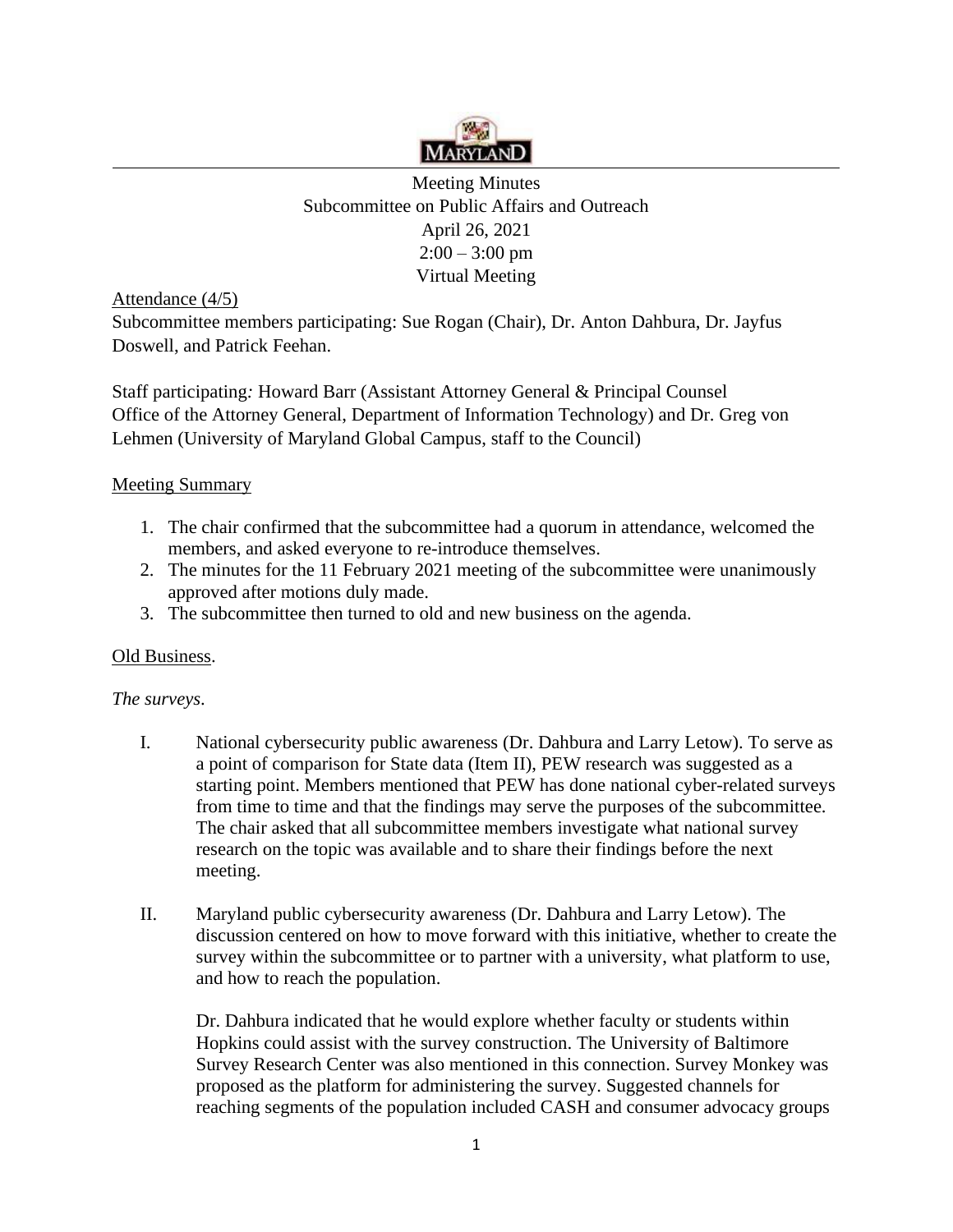MARYLAND

Meeting Minutes
Subcommittee on Public Affairs and Outreach
April 26, 2021
2:00 – 3:00 pm
Virtual Meeting

Attendance (4/5)
Subcommittee members participating: Sue Rogan (Chair), Dr. Anton Dahbura, Dr. Jayfus Doswell, and Patrick Feehan.

Staff participating*:* Howard Barr (Assistant Attorney General & Principal Counsel Office of the Attorney General, Department of Information Technology) and Dr. Greg von Lehmen (University of Maryland Global Campus, staff to the Council)

Meeting Summary

1. The chair confirmed that the subcommittee had a quorum in attendance, welcomed the members, and asked everyone to re-introduce themselves.
2. The minutes for the 11 February 2021 meeting of the subcommittee were unanimously approved after motions duly made.
3. The subcommittee then turned to old and new business on the agenda.

Old Business.

*The surveys*.

I. National cybersecurity public awareness (Dr. Dahbura and Larry Letow). To serve as a point of comparison for State data (Item II), PEW research was suggested as a starting point. Members mentioned that PEW has done national cyber-related surveys from time to time and that the findings may serve the purposes of the subcommittee. The chair asked that all subcommittee members investigate what national survey research on the topic was available and to share their findings before the next meeting.

II. Maryland public cybersecurity awareness (Dr. Dahbura and Larry Letow). The discussion centered on how to move forward with this initiative, whether to create the survey within the subcommittee or to partner with a university, what platform to use, and how to reach the population.

    Dr. Dahbura indicated that he would explore whether faculty or students within Hopkins could assist with the survey construction. The University of Baltimore Survey Research Center was also mentioned in this connection. Survey Monkey was proposed as the platform for administering the survey. Suggested channels for reaching segments of the population included CASH and consumer advocacy groups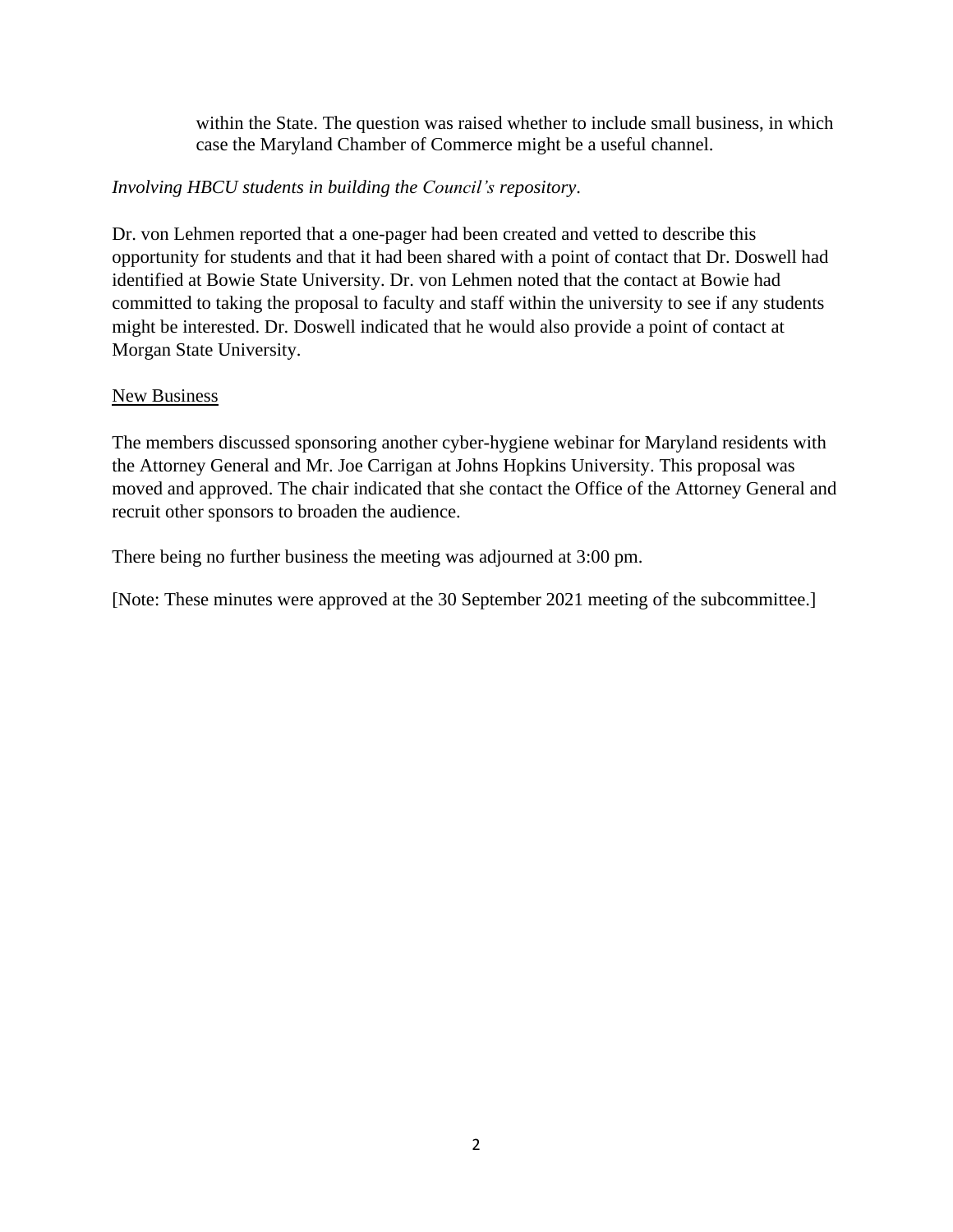within the State. The question was raised whether to include small business, in which case the Maryland Chamber of Commerce might be a useful channel.

*Involving HBCU students in building the Council's repository*.

Dr. von Lehmen reported that a one-pager had been created and vetted to describe this opportunity for students and that it had been shared with a point of contact that Dr. Doswell had identified at Bowie State University. Dr. von Lehmen noted that the contact at Bowie had committed to taking the proposal to faculty and staff within the university to see if any students might be interested. Dr. Doswell indicated that he would also provide a point of contact at Morgan State University.

<u>New Business</u>

The members discussed sponsoring another cyber-hygiene webinar for Maryland residents with the Attorney General and Mr. Joe Carrigan at Johns Hopkins University. This proposal was moved and approved. The chair indicated that she contact the Office of the Attorney General and recruit other sponsors to broaden the audience.

There being no further business the meeting was adjourned at 3:00 pm.

[Note: These minutes were approved at the 30 September 2021 meeting of the subcommittee.]